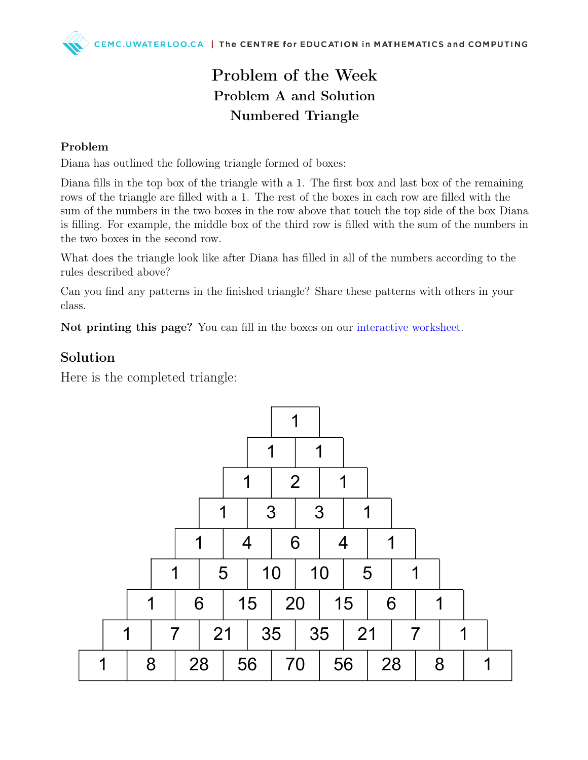# Problem of the Week

## Problem A and Solution

## Numbered Triangle

### Problem

Diana has outlined the following triangle formed of boxes:

Diana fills in the top box of the triangle with a 1. The first box and last box of the remaining rows of the triangle are filled with a 1. The rest of the boxes in each row are filled with the sum of the numbers in the two boxes in the row above that touch the top side of the box Diana is filling. For example, the middle box of the third row is filled with the sum of the numbers in the two boxes in the second row.

What does the triangle look like after Diana has filled in all of the numbers according to the rules described above?

Can you find any patterns in the finished triangle? Share these patterns with others in your class.

**Not printing this page?** You can fill in the boxes on our interactive worksheet.

## Solution

Here is the completed triangle:

```
                1
              1   1
            1   2   1
          1   3   3   1
        1   4   6   4   1
      1   5  10  10   5   1
    1   6  15  20  15   6   1
  1   7  21  35  35  21   7   1
1   8  28  56  70  56  28   8   1
```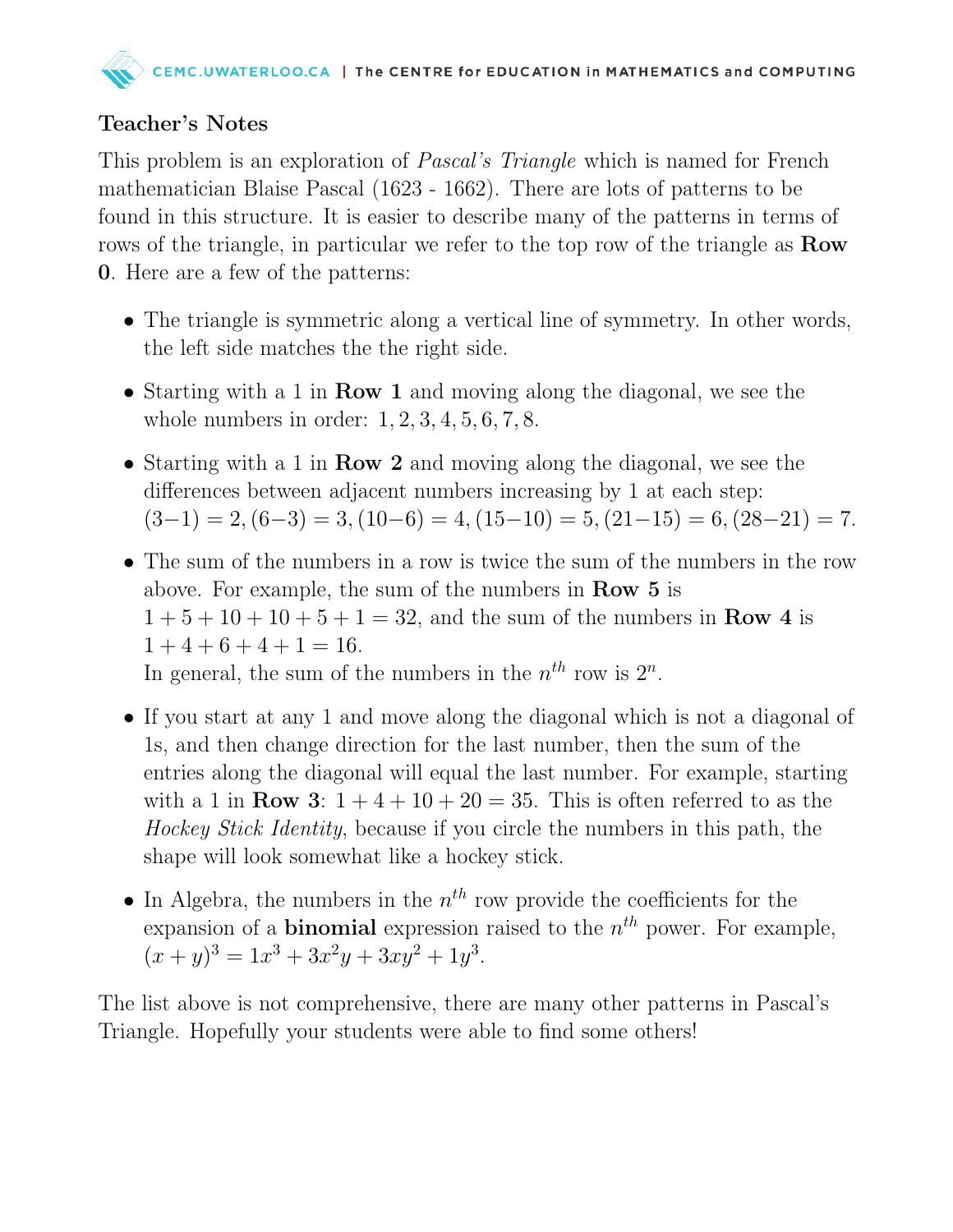**Teacher's Notes**

This problem is an exploration of *Pascal's Triangle* which is named for French mathematician Blaise Pascal (1623 - 1662). There are lots of patterns to be found in this structure. It is easier to describe many of the patterns in terms of rows of the triangle, in particular we refer to the top row of the triangle as **Row 0**. Here are a few of the patterns:

- The triangle is symmetric along a vertical line of symmetry. In other words, the left side matches the the right side.
- Starting with a 1 in **Row 1** and moving along the diagonal, we see the whole numbers in order: $1, 2, 3, 4, 5, 6, 7, 8$.
- Starting with a 1 in **Row 2** and moving along the diagonal, we see the differences between adjacent numbers increasing by 1 at each step: $(3-1) = 2, (6-3) = 3, (10-6) = 4, (15-10) = 5, (21-15) = 6, (28-21) = 7$.
- The sum of the numbers in a row is twice the sum of the numbers in the row above. For example, the sum of the numbers in **Row 5** is $1 + 5 + 10 + 10 + 5 + 1 = 32$, and the sum of the numbers in **Row 4** is $1 + 4 + 6 + 4 + 1 = 16$.
  In general, the sum of the numbers in the $n^{th}$ row is $2^n$.
- If you start at any 1 and move along the diagonal which is not a diagonal of 1s, and then change direction for the last number, then the sum of the entries along the diagonal will equal the last number. For example, starting with a 1 in **Row 3**: $1 + 4 + 10 + 20 = 35$. This is often referred to as the *Hockey Stick Identity*, because if you circle the numbers in this path, the shape will look somewhat like a hockey stick.
- In Algebra, the numbers in the $n^{th}$ row provide the coefficients for the expansion of a **binomial** expression raised to the $n^{th}$ power. For example, $(x + y)^3 = 1x^3 + 3x^2y + 3xy^2 + 1y^3$.

The list above is not comprehensive, there are many other patterns in Pascal's Triangle. Hopefully your students were able to find some others!